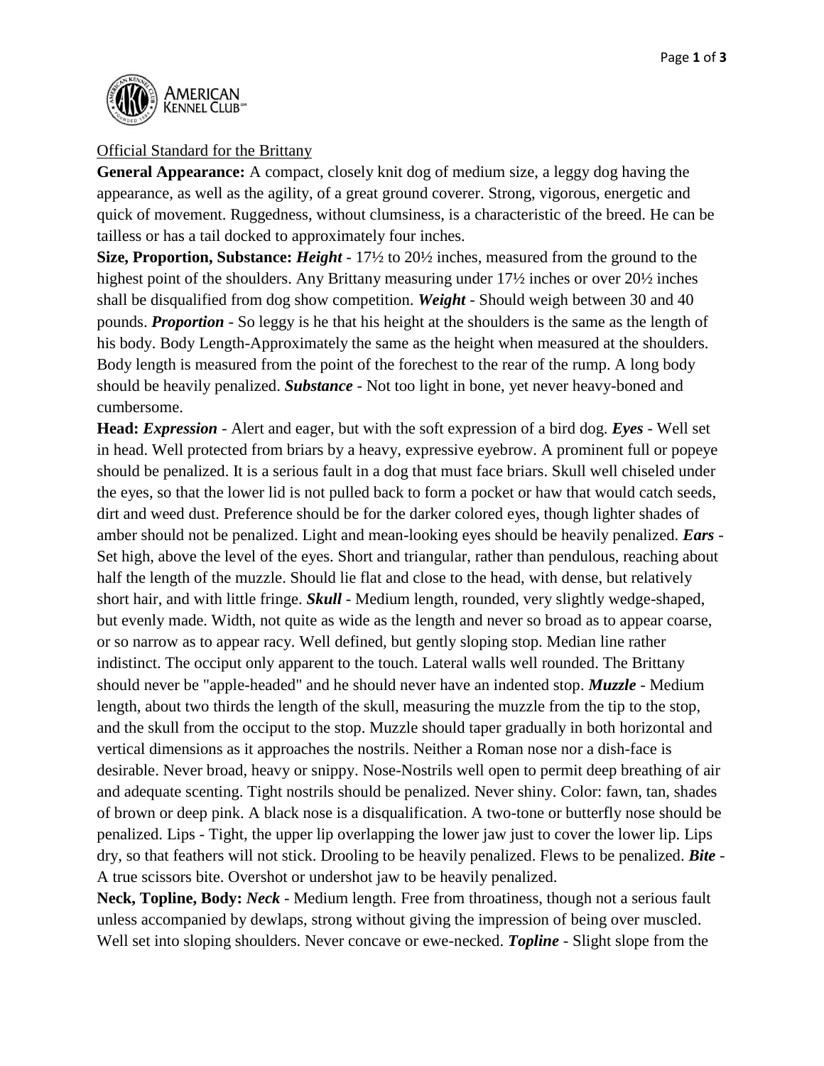Official Standard for the Brittany

**General Appearance:** A compact, closely knit dog of medium size, a leggy dog having the appearance, as well as the agility, of a great ground coverer. Strong, vigorous, energetic and quick of movement. Ruggedness, without clumsiness, is a characteristic of the breed. He can be tailless or has a tail docked to approximately four inches.

**Size, Proportion, Substance:** ***Height*** - 17½ to 20½ inches, measured from the ground to the highest point of the shoulders. Any Brittany measuring under 17½ inches or over 20½ inches shall be disqualified from dog show competition. ***Weight*** - Should weigh between 30 and 40 pounds. ***Proportion*** - So leggy is he that his height at the shoulders is the same as the length of his body. Body Length-Approximately the same as the height when measured at the shoulders. Body length is measured from the point of the forechest to the rear of the rump. A long body should be heavily penalized. ***Substance*** - Not too light in bone, yet never heavy-boned and cumbersome.

**Head:** ***Expression*** - Alert and eager, but with the soft expression of a bird dog. ***Eyes*** - Well set in head. Well protected from briars by a heavy, expressive eyebrow. A prominent full or popeye should be penalized. It is a serious fault in a dog that must face briars. Skull well chiseled under the eyes, so that the lower lid is not pulled back to form a pocket or haw that would catch seeds, dirt and weed dust. Preference should be for the darker colored eyes, though lighter shades of amber should not be penalized. Light and mean-looking eyes should be heavily penalized. ***Ears*** - Set high, above the level of the eyes. Short and triangular, rather than pendulous, reaching about half the length of the muzzle. Should lie flat and close to the head, with dense, but relatively short hair, and with little fringe. ***Skull*** - Medium length, rounded, very slightly wedge-shaped, but evenly made. Width, not quite as wide as the length and never so broad as to appear coarse, or so narrow as to appear racy. Well defined, but gently sloping stop. Median line rather indistinct. The occiput only apparent to the touch. Lateral walls well rounded. The Brittany should never be "apple-headed" and he should never have an indented stop. ***Muzzle*** - Medium length, about two thirds the length of the skull, measuring the muzzle from the tip to the stop, and the skull from the occiput to the stop. Muzzle should taper gradually in both horizontal and vertical dimensions as it approaches the nostrils. Neither a Roman nose nor a dish-face is desirable. Never broad, heavy or snippy. Nose-Nostrils well open to permit deep breathing of air and adequate scenting. Tight nostrils should be penalized. Never shiny. Color: fawn, tan, shades of brown or deep pink. A black nose is a disqualification. A two-tone or butterfly nose should be penalized. Lips - Tight, the upper lip overlapping the lower jaw just to cover the lower lip. Lips dry, so that feathers will not stick. Drooling to be heavily penalized. Flews to be penalized. ***Bite*** - A true scissors bite. Overshot or undershot jaw to be heavily penalized.

**Neck, Topline, Body:** ***Neck*** - Medium length. Free from throatiness, though not a serious fault unless accompanied by dewlaps, strong without giving the impression of being over muscled. Well set into sloping shoulders. Never concave or ewe-necked. ***Topline*** - Slight slope from the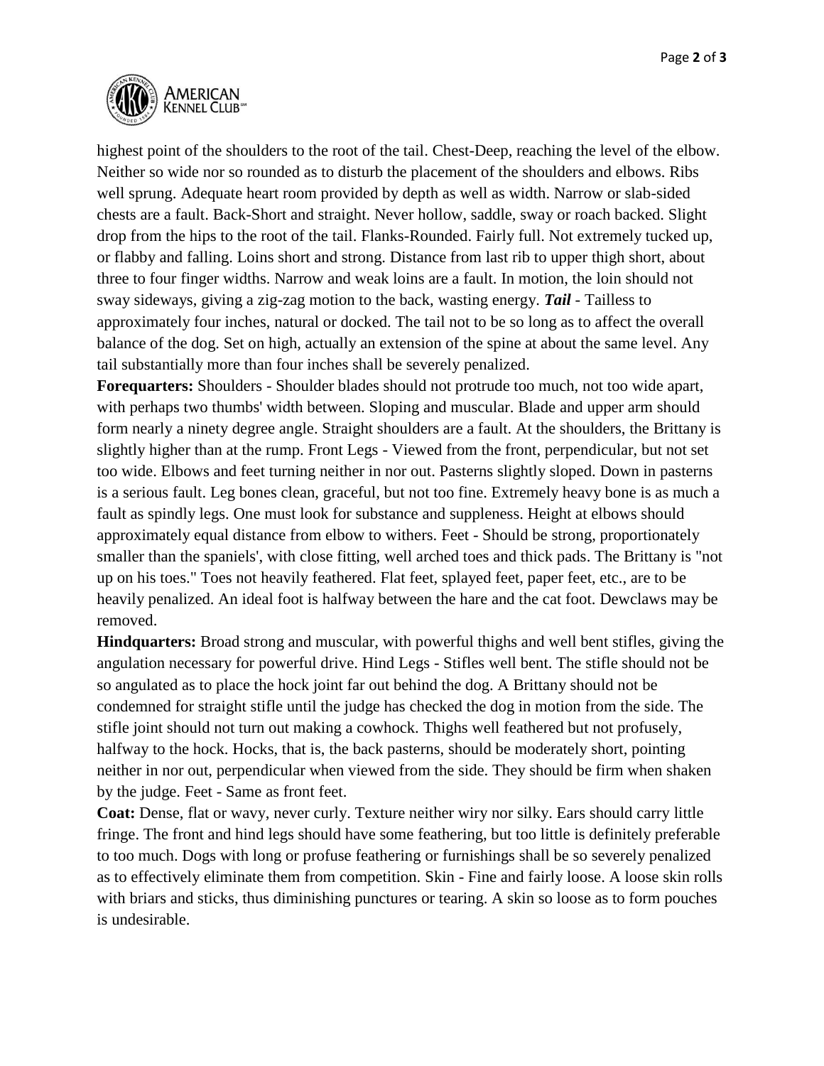highest point of the shoulders to the root of the tail. Chest-Deep, reaching the level of the elbow. Neither so wide nor so rounded as to disturb the placement of the shoulders and elbows. Ribs well sprung. Adequate heart room provided by depth as well as width. Narrow or slab-sided chests are a fault. Back-Short and straight. Never hollow, saddle, sway or roach backed. Slight drop from the hips to the root of the tail. Flanks-Rounded. Fairly full. Not extremely tucked up, or flabby and falling. Loins short and strong. Distance from last rib to upper thigh short, about three to four finger widths. Narrow and weak loins are a fault. In motion, the loin should not sway sideways, giving a zig-zag motion to the back, wasting energy. ***Tail*** - Tailless to approximately four inches, natural or docked. The tail not to be so long as to affect the overall balance of the dog. Set on high, actually an extension of the spine at about the same level. Any tail substantially more than four inches shall be severely penalized.

**Forequarters:** Shoulders - Shoulder blades should not protrude too much, not too wide apart, with perhaps two thumbs' width between. Sloping and muscular. Blade and upper arm should form nearly a ninety degree angle. Straight shoulders are a fault. At the shoulders, the Brittany is slightly higher than at the rump. Front Legs - Viewed from the front, perpendicular, but not set too wide. Elbows and feet turning neither in nor out. Pasterns slightly sloped. Down in pasterns is a serious fault. Leg bones clean, graceful, but not too fine. Extremely heavy bone is as much a fault as spindly legs. One must look for substance and suppleness. Height at elbows should approximately equal distance from elbow to withers. Feet - Should be strong, proportionately smaller than the spaniels', with close fitting, well arched toes and thick pads. The Brittany is "not up on his toes." Toes not heavily feathered. Flat feet, splayed feet, paper feet, etc., are to be heavily penalized. An ideal foot is halfway between the hare and the cat foot. Dewclaws may be removed.

**Hindquarters:** Broad strong and muscular, with powerful thighs and well bent stifles, giving the angulation necessary for powerful drive. Hind Legs - Stifles well bent. The stifle should not be so angulated as to place the hock joint far out behind the dog. A Brittany should not be condemned for straight stifle until the judge has checked the dog in motion from the side. The stifle joint should not turn out making a cowhock. Thighs well feathered but not profusely, halfway to the hock. Hocks, that is, the back pasterns, should be moderately short, pointing neither in nor out, perpendicular when viewed from the side. They should be firm when shaken by the judge. Feet - Same as front feet.

**Coat:** Dense, flat or wavy, never curly. Texture neither wiry nor silky. Ears should carry little fringe. The front and hind legs should have some feathering, but too little is definitely preferable to too much. Dogs with long or profuse feathering or furnishings shall be so severely penalized as to effectively eliminate them from competition. Skin - Fine and fairly loose. A loose skin rolls with briars and sticks, thus diminishing punctures or tearing. A skin so loose as to form pouches is undesirable.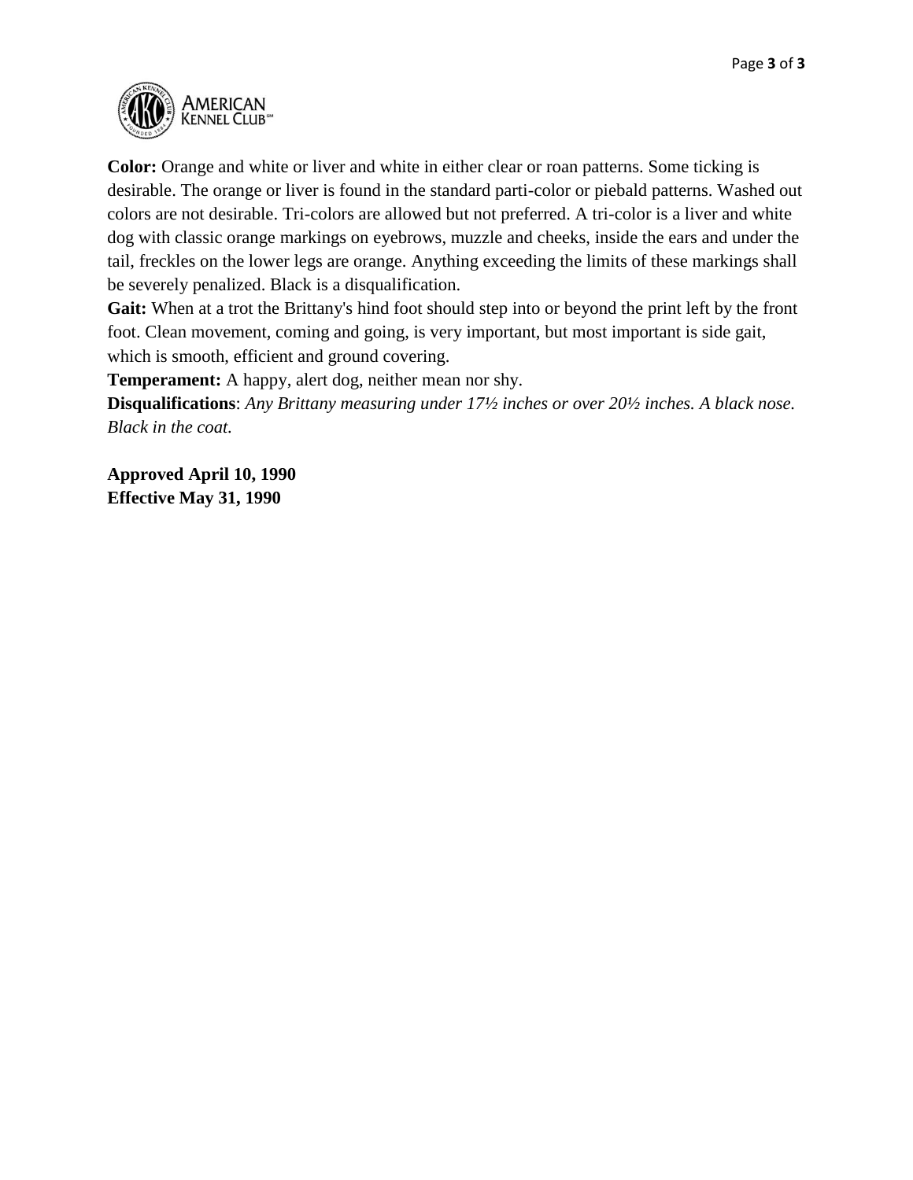**Color:** Orange and white or liver and white in either clear or roan patterns. Some ticking is desirable. The orange or liver is found in the standard parti-color or piebald patterns. Washed out colors are not desirable. Tri-colors are allowed but not preferred. A tri-color is a liver and white dog with classic orange markings on eyebrows, muzzle and cheeks, inside the ears and under the tail, freckles on the lower legs are orange. Anything exceeding the limits of these markings shall be severely penalized. Black is a disqualification.

**Gait:** When at a trot the Brittany's hind foot should step into or beyond the print left by the front foot. Clean movement, coming and going, is very important, but most important is side gait, which is smooth, efficient and ground covering.

**Temperament:** A happy, alert dog, neither mean nor shy.

**Disqualifications**: *Any Brittany measuring under 17½ inches or over 20½ inches. A black nose. Black in the coat.*

**Approved April 10, 1990**
**Effective May 31, 1990**